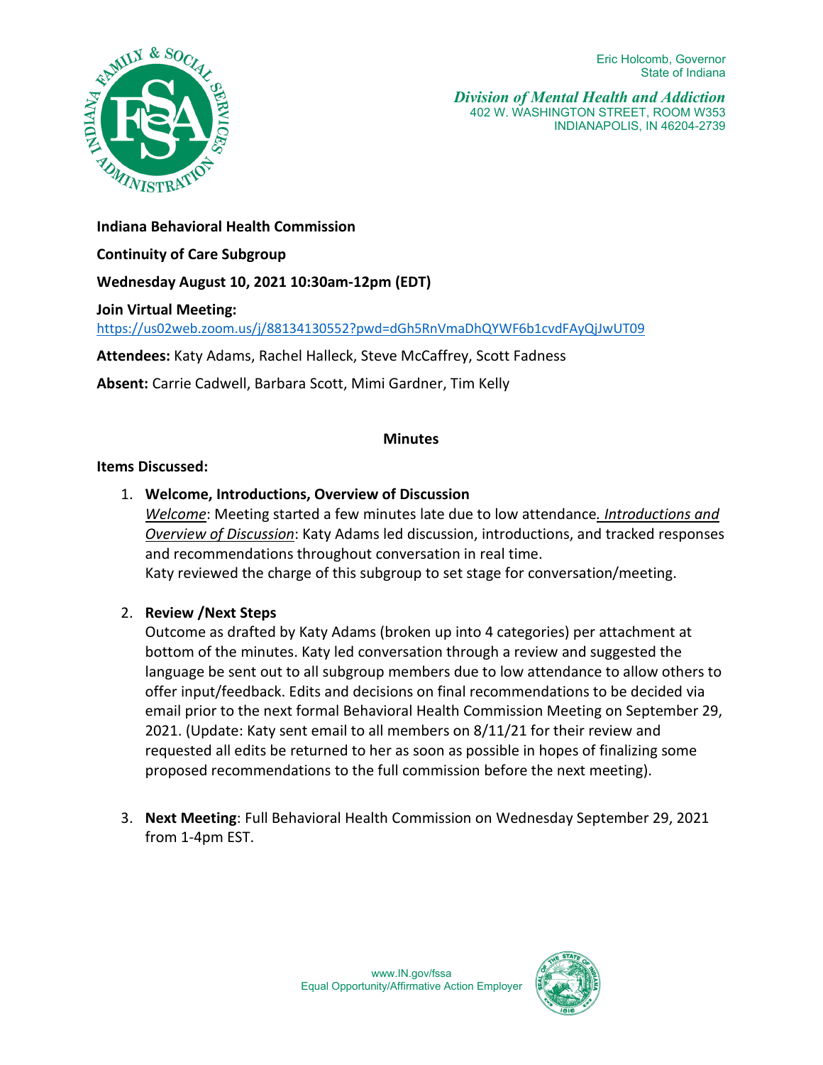Eric Holcomb, Governor
State of Indiana

*Division of Mental Health and Addiction*
402 W. WASHINGTON STREET, ROOM W353
INDIANAPOLIS, IN 46204-2739

**Indiana Behavioral Health Commission**

**Continuity of Care Subgroup**

**Wednesday August 10, 2021 10:30am-12pm (EDT)**

**Join Virtual Meeting:**
https://us02web.zoom.us/j/88134130552?pwd=dGh5RnVmaDhQYWF6b1cvdFAyQjJwUT09

**Attendees:** Katy Adams, Rachel Halleck, Steve McCaffrey, Scott Fadness

**Absent:** Carrie Cadwell, Barbara Scott, Mimi Gardner, Tim Kelly

## Minutes

**Items Discussed:**

1. **Welcome, Introductions, Overview of Discussion**
   *Welcome*: Meeting started a few minutes late due to low attendance. *Introductions and Overview of Discussion*: Katy Adams led discussion, introductions, and tracked responses and recommendations throughout conversation in real time.
   Katy reviewed the charge of this subgroup to set stage for conversation/meeting.

2. **Review /Next Steps**
   Outcome as drafted by Katy Adams (broken up into 4 categories) per attachment at bottom of the minutes. Katy led conversation through a review and suggested the language be sent out to all subgroup members due to low attendance to allow others to offer input/feedback. Edits and decisions on final recommendations to be decided via email prior to the next formal Behavioral Health Commission Meeting on September 29, 2021. (Update: Katy sent email to all members on 8/11/21 for their review and requested all edits be returned to her as soon as possible in hopes of finalizing some proposed recommendations to the full commission before the next meeting).

3. **Next Meeting**: Full Behavioral Health Commission on Wednesday September 29, 2021 from 1-4pm EST.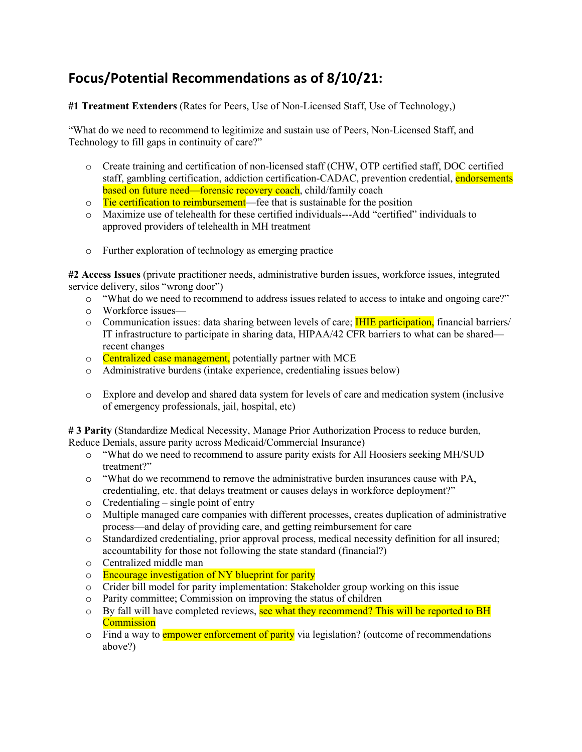## Focus/Potential Recommendations as of 8/10/21:

**#1 Treatment Extenders** (Rates for Peers, Use of Non-Licensed Staff, Use of Technology,)

"What do we need to recommend to legitimize and sustain use of Peers, Non-Licensed Staff, and Technology to fill gaps in continuity of care?"

- Create training and certification of non-licensed staff (CHW, OTP certified staff, DOC certified staff, gambling certification, addiction certification-CADAC, prevention credential, endorsements based on future need—forensic recovery coach, child/family coach
- Tie certification to reimbursement—fee that is sustainable for the position
- Maximize use of telehealth for these certified individuals---Add "certified" individuals to approved providers of telehealth in MH treatment
- Further exploration of technology as emerging practice

**#2 Access Issues** (private practitioner needs, administrative burden issues, workforce issues, integrated service delivery, silos "wrong door")

- "What do we need to recommend to address issues related to access to intake and ongoing care?"
- Workforce issues—
- Communication issues: data sharing between levels of care; IHIE participation, financial barriers/ IT infrastructure to participate in sharing data, HIPAA/42 CFR barriers to what can be shared—recent changes
- Centralized case management, potentially partner with MCE
- Administrative burdens (intake experience, credentialing issues below)
- Explore and develop and shared data system for levels of care and medication system (inclusive of emergency professionals, jail, hospital, etc)

**# 3 Parity** (Standardize Medical Necessity, Manage Prior Authorization Process to reduce burden, Reduce Denials, assure parity across Medicaid/Commercial Insurance)

- "What do we need to recommend to assure parity exists for All Hoosiers seeking MH/SUD treatment?"
- "What do we recommend to remove the administrative burden insurances cause with PA, credentialing, etc. that delays treatment or causes delays in workforce deployment?"
- Credentialing – single point of entry
- Multiple managed care companies with different processes, creates duplication of administrative process—and delay of providing care, and getting reimbursement for care
- Standardized credentialing, prior approval process, medical necessity definition for all insured; accountability for those not following the state standard (financial?)
- Centralized middle man
- Encourage investigation of NY blueprint for parity
- Crider bill model for parity implementation: Stakeholder group working on this issue
- Parity committee; Commission on improving the status of children
- By fall will have completed reviews, see what they recommend? This will be reported to BH Commission
- Find a way to empower enforcement of parity via legislation? (outcome of recommendations above?)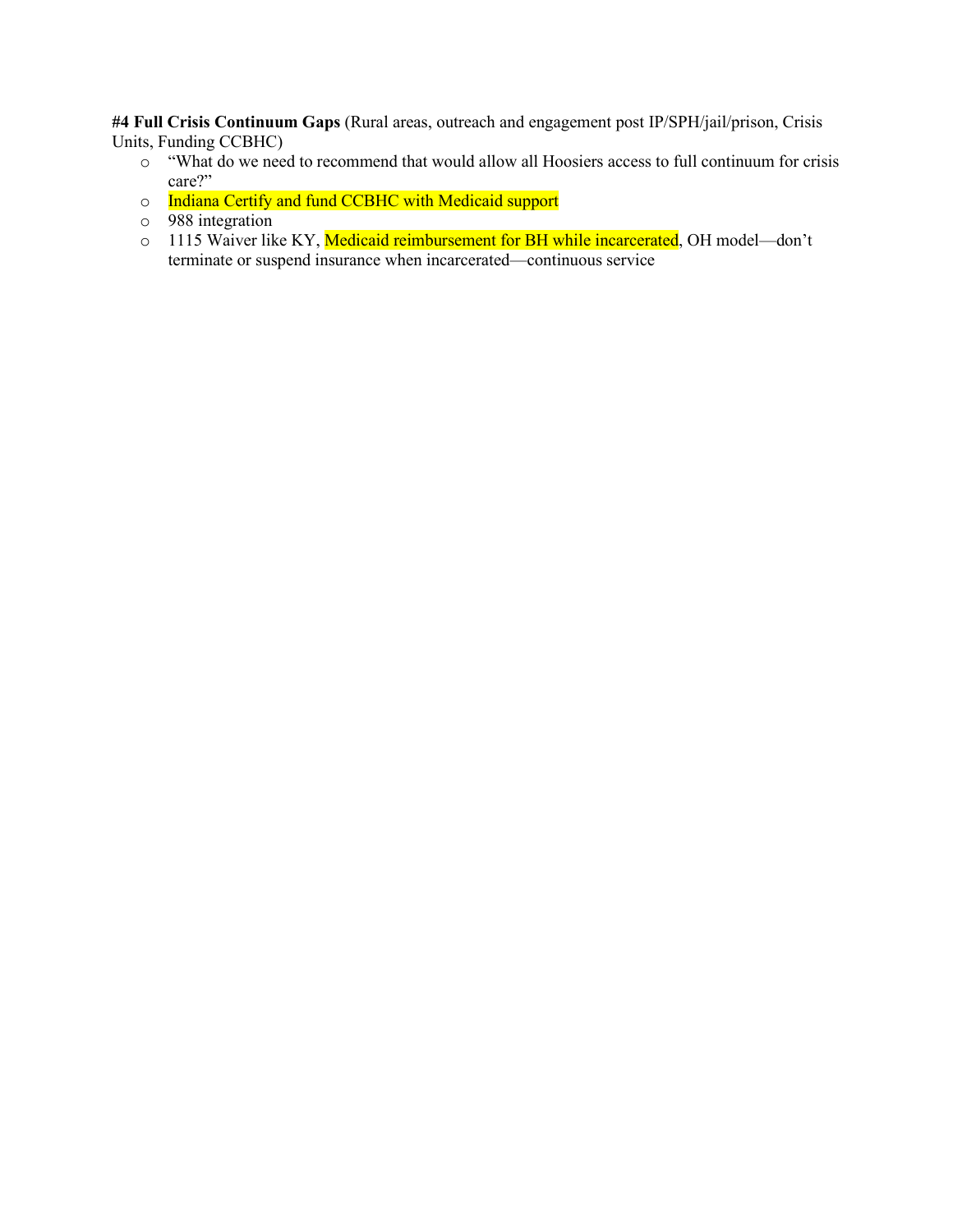**#4 Full Crisis Continuum Gaps** (Rural areas, outreach and engagement post IP/SPH/jail/prison, Crisis Units, Funding CCBHC)

- "What do we need to recommend that would allow all Hoosiers access to full continuum for crisis care?"
- Indiana Certify and fund CCBHC with Medicaid support
- 988 integration
- 1115 Waiver like KY, Medicaid reimbursement for BH while incarcerated, OH model—don't terminate or suspend insurance when incarcerated—continuous service